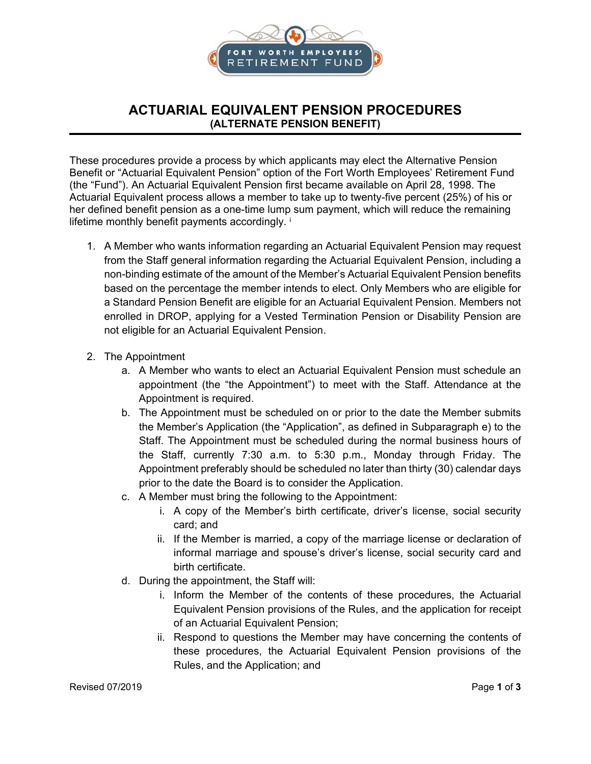# ACTUARIAL EQUIVALENT PENSION PROCEDURES

## (ALTERNATE PENSION BENEFIT)

These procedures provide a process by which applicants may elect the Alternative Pension Benefit or "Actuarial Equivalent Pension" option of the Fort Worth Employees' Retirement Fund (the "Fund"). An Actuarial Equivalent Pension first became available on April 28, 1998. The Actuarial Equivalent process allows a member to take up to twenty-five percent (25%) of his or her defined benefit pension as a one-time lump sum payment, which will reduce the remaining lifetime monthly benefit payments accordingly. [i]

1. A Member who wants information regarding an Actuarial Equivalent Pension may request from the Staff general information regarding the Actuarial Equivalent Pension, including a non-binding estimate of the amount of the Member's Actuarial Equivalent Pension benefits based on the percentage the member intends to elect. Only Members who are eligible for a Standard Pension Benefit are eligible for an Actuarial Equivalent Pension. Members not enrolled in DROP, applying for a Vested Termination Pension or Disability Pension are not eligible for an Actuarial Equivalent Pension.

2. The Appointment
   a. A Member who wants to elect an Actuarial Equivalent Pension must schedule an appointment (the "the Appointment") to meet with the Staff. Attendance at the Appointment is required.
   b. The Appointment must be scheduled on or prior to the date the Member submits the Member's Application (the "Application", as defined in Subparagraph e) to the Staff. The Appointment must be scheduled during the normal business hours of the Staff, currently 7:30 a.m. to 5:30 p.m., Monday through Friday. The Appointment preferably should be scheduled no later than thirty (30) calendar days prior to the date the Board is to consider the Application.
   c. A Member must bring the following to the Appointment:
      i. A copy of the Member's birth certificate, driver's license, social security card; and
      ii. If the Member is married, a copy of the marriage license or declaration of informal marriage and spouse's driver's license, social security card and birth certificate.
   d. During the appointment, the Staff will:
      i. Inform the Member of the contents of these procedures, the Actuarial Equivalent Pension provisions of the Rules, and the application for receipt of an Actuarial Equivalent Pension;
      ii. Respond to questions the Member may have concerning the contents of these procedures, the Actuarial Equivalent Pension provisions of the Rules, and the Application; and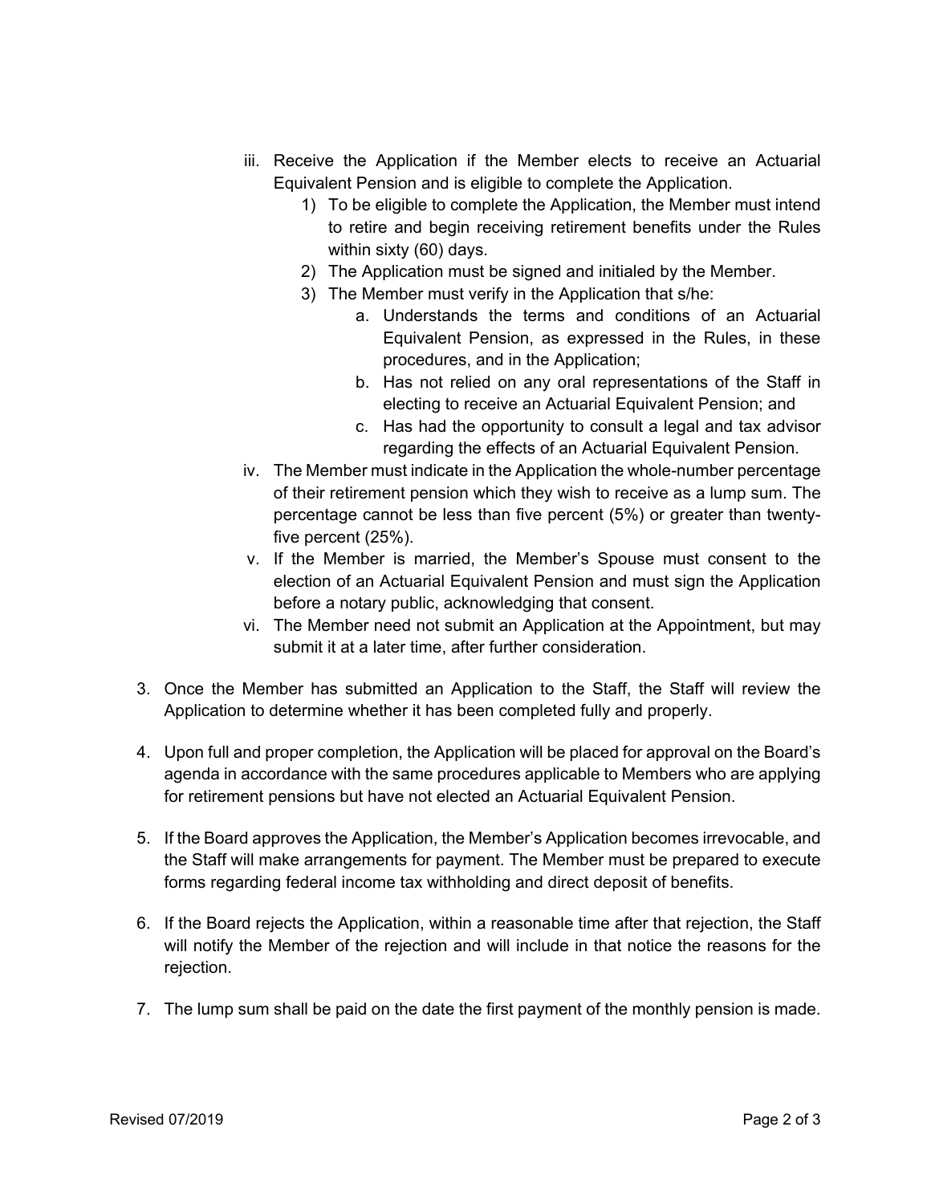iii. Receive the Application if the Member elects to receive an Actuarial Equivalent Pension and is eligible to complete the Application.
   1) To be eligible to complete the Application, the Member must intend to retire and begin receiving retirement benefits under the Rules within sixty (60) days.
   2) The Application must be signed and initialed by the Member.
   3) The Member must verify in the Application that s/he:
      a. Understands the terms and conditions of an Actuarial Equivalent Pension, as expressed in the Rules, in these procedures, and in the Application;
      b. Has not relied on any oral representations of the Staff in electing to receive an Actuarial Equivalent Pension; and
      c. Has had the opportunity to consult a legal and tax advisor regarding the effects of an Actuarial Equivalent Pension.

iv. The Member must indicate in the Application the whole-number percentage of their retirement pension which they wish to receive as a lump sum. The percentage cannot be less than five percent (5%) or greater than twenty-five percent (25%).

v. If the Member is married, the Member's Spouse must consent to the election of an Actuarial Equivalent Pension and must sign the Application before a notary public, acknowledging that consent.

vi. The Member need not submit an Application at the Appointment, but may submit it at a later time, after further consideration.

3. Once the Member has submitted an Application to the Staff, the Staff will review the Application to determine whether it has been completed fully and properly.

4. Upon full and proper completion, the Application will be placed for approval on the Board's agenda in accordance with the same procedures applicable to Members who are applying for retirement pensions but have not elected an Actuarial Equivalent Pension.

5. If the Board approves the Application, the Member's Application becomes irrevocable, and the Staff will make arrangements for payment. The Member must be prepared to execute forms regarding federal income tax withholding and direct deposit of benefits.

6. If the Board rejects the Application, within a reasonable time after that rejection, the Staff will notify the Member of the rejection and will include in that notice the reasons for the rejection.

7. The lump sum shall be paid on the date the first payment of the monthly pension is made.

Revised 07/2019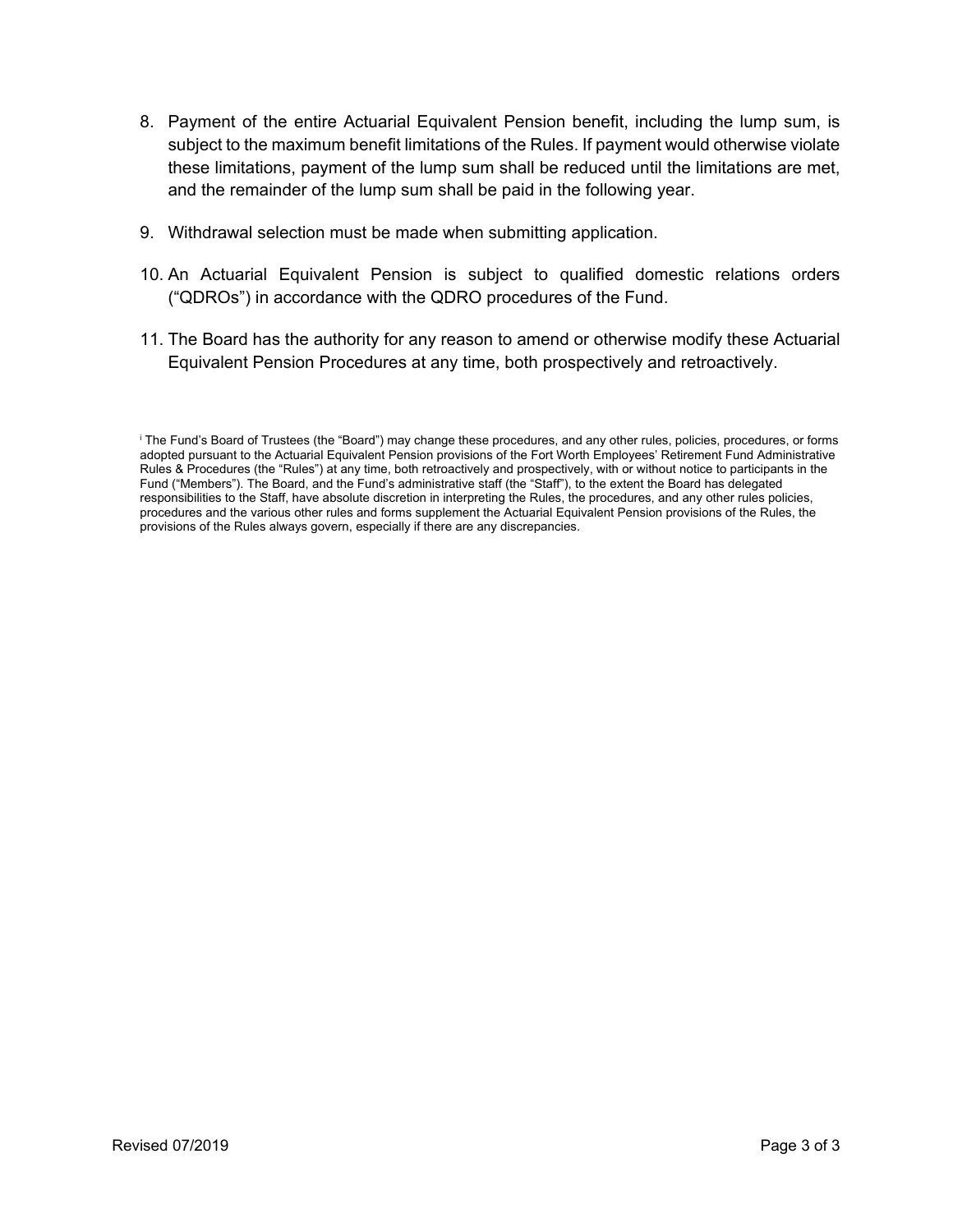8. Payment of the entire Actuarial Equivalent Pension benefit, including the lump sum, is subject to the maximum benefit limitations of the Rules. If payment would otherwise violate these limitations, payment of the lump sum shall be reduced until the limitations are met, and the remainder of the lump sum shall be paid in the following year.

9. Withdrawal selection must be made when submitting application.

10. An Actuarial Equivalent Pension is subject to qualified domestic relations orders ("QDROs") in accordance with the QDRO procedures of the Fund.

11. The Board has the authority for any reason to amend or otherwise modify these Actuarial Equivalent Pension Procedures at any time, both prospectively and retroactively.

[i] The Fund's Board of Trustees (the "Board") may change these procedures, and any other rules, policies, procedures, or forms adopted pursuant to the Actuarial Equivalent Pension provisions of the Fort Worth Employees' Retirement Fund Administrative Rules & Procedures (the "Rules") at any time, both retroactively and prospectively, with or without notice to participants in the Fund ("Members"). The Board, and the Fund's administrative staff (the "Staff"), to the extent the Board has delegated responsibilities to the Staff, have absolute discretion in interpreting the Rules, the procedures, and any other rules policies, procedures and the various other rules and forms supplement the Actuarial Equivalent Pension provisions of the Rules, the provisions of the Rules always govern, especially if there are any discrepancies.

Revised 07/2019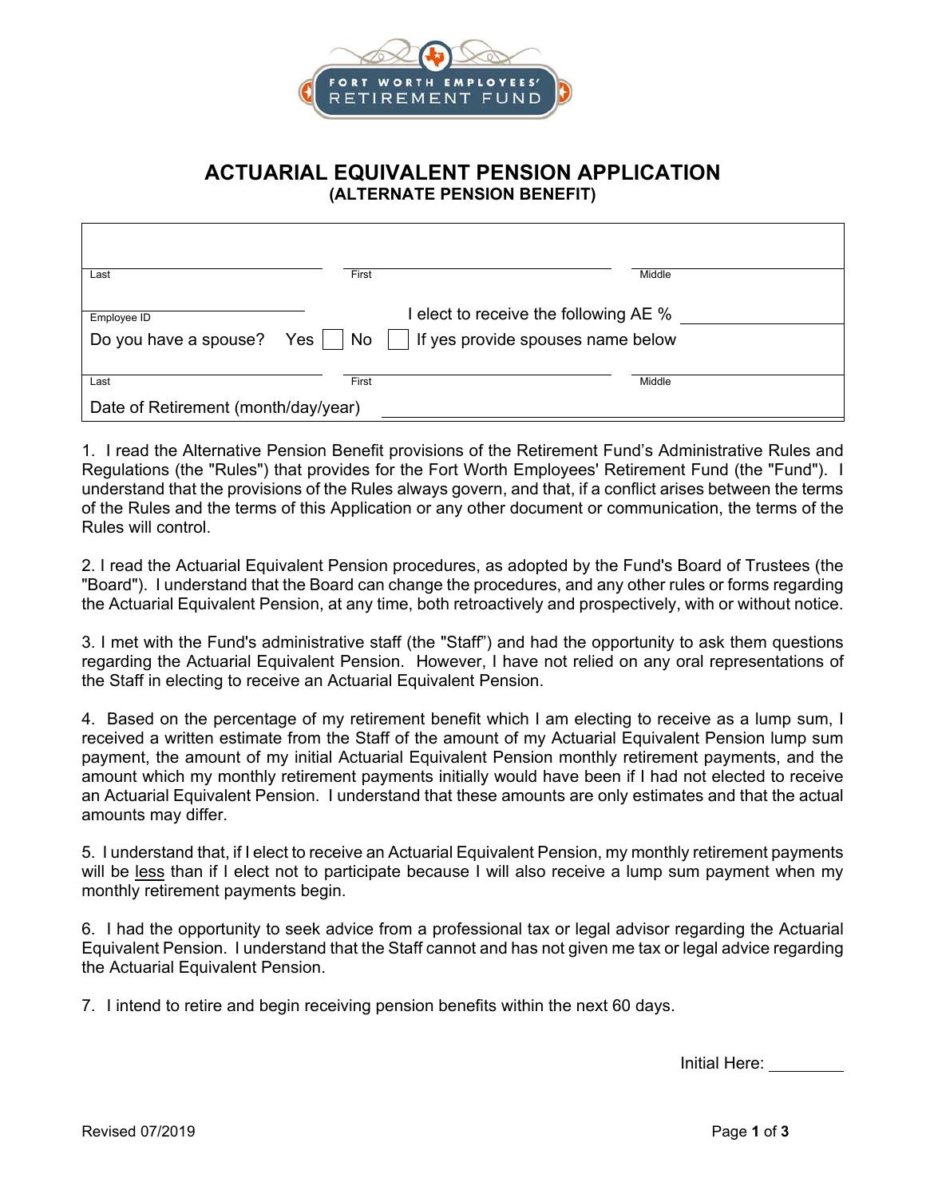FORT WORTH EMPLOYEES' RETIREMENT FUND

# ACTUARIAL EQUIVALENT PENSION APPLICATION
## (ALTERNATE PENSION BENEFIT)

| | | |
|---|---|---|
| Last | First | Middle |
| Employee ID | I elect to receive the following AE % ______ | |
| Do you have a spouse? Yes ☐ No ☐ | If yes provide spouses name below | |
| Last | First | Middle |
| Date of Retirement (month/day/year) ______ | | |

1. I read the Alternative Pension Benefit provisions of the Retirement Fund's Administrative Rules and Regulations (the "Rules") that provides for the Fort Worth Employees' Retirement Fund (the "Fund"). I understand that the provisions of the Rules always govern, and that, if a conflict arises between the terms of the Rules and the terms of this Application or any other document or communication, the terms of the Rules will control.

2. I read the Actuarial Equivalent Pension procedures, as adopted by the Fund's Board of Trustees (the "Board"). I understand that the Board can change the procedures, and any other rules or forms regarding the Actuarial Equivalent Pension, at any time, both retroactively and prospectively, with or without notice.

3. I met with the Fund's administrative staff (the "Staff") and had the opportunity to ask them questions regarding the Actuarial Equivalent Pension. However, I have not relied on any oral representations of the Staff in electing to receive an Actuarial Equivalent Pension.

4. Based on the percentage of my retirement benefit which I am electing to receive as a lump sum, I received a written estimate from the Staff of the amount of my Actuarial Equivalent Pension lump sum payment, the amount of my initial Actuarial Equivalent Pension monthly retirement payments, and the amount which my monthly retirement payments initially would have been if I had not elected to receive an Actuarial Equivalent Pension. I understand that these amounts are only estimates and that the actual amounts may differ.

5. I understand that, if I elect to receive an Actuarial Equivalent Pension, my monthly retirement payments will be <u>less</u> than if I elect not to participate because I will also receive a lump sum payment when my monthly retirement payments begin.

6. I had the opportunity to seek advice from a professional tax or legal advisor regarding the Actuarial Equivalent Pension. I understand that the Staff cannot and has not given me tax or legal advice regarding the Actuarial Equivalent Pension.

7. I intend to retire and begin receiving pension benefits within the next 60 days.

Initial Here: ________

Revised 07/2019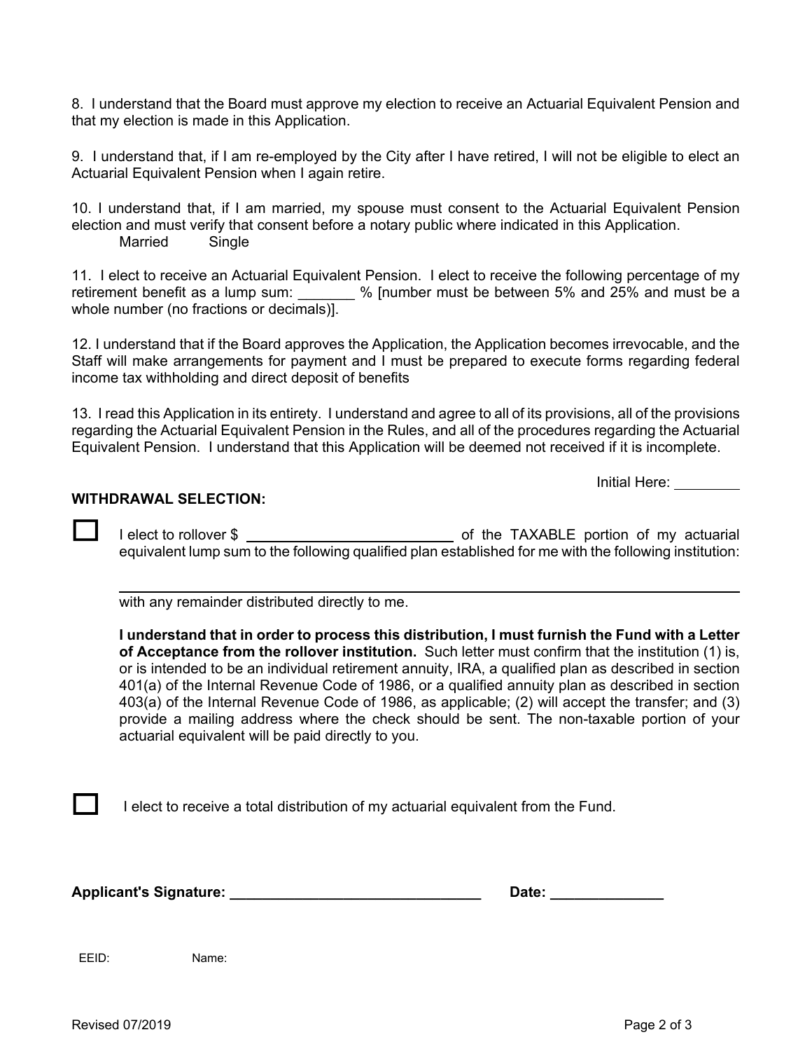8. I understand that the Board must approve my election to receive an Actuarial Equivalent Pension and that my election is made in this Application.

9. I understand that, if I am re-employed by the City after I have retired, I will not be eligible to elect an Actuarial Equivalent Pension when I again retire.

10. I understand that, if I am married, my spouse must consent to the Actuarial Equivalent Pension election and must verify that consent before a notary public where indicated in this Application.

Married Single

11. I elect to receive an Actuarial Equivalent Pension. I elect to receive the following percentage of my retirement benefit as a lump sum: _______ % [number must be between 5% and 25% and must be a whole number (no fractions or decimals)].

12. I understand that if the Board approves the Application, the Application becomes irrevocable, and the Staff will make arrangements for payment and I must be prepared to execute forms regarding federal income tax withholding and direct deposit of benefits

13. I read this Application in its entirety. I understand and agree to all of its provisions, all of the provisions regarding the Actuarial Equivalent Pension in the Rules, and all of the procedures regarding the Actuarial Equivalent Pension. I understand that this Application will be deemed not received if it is incomplete.

Initial Here: ________

**WITHDRAWAL SELECTION:**

☐ I elect to rollover $ ______________________ of the TAXABLE portion of my actuarial equivalent lump sum to the following qualified plan established for me with the following institution:

________________________________________________________________

with any remainder distributed directly to me.

**I understand that in order to process this distribution, I must furnish the Fund with a Letter of Acceptance from the rollover institution.** Such letter must confirm that the institution (1) is, or is intended to be an individual retirement annuity, IRA, a qualified plan as described in section 401(a) of the Internal Revenue Code of 1986, or a qualified annuity plan as described in section 403(a) of the Internal Revenue Code of 1986, as applicable; (2) will accept the transfer; and (3) provide a mailing address where the check should be sent. The non-taxable portion of your actuarial equivalent will be paid directly to you.

☐ I elect to receive a total distribution of my actuarial equivalent from the Fund.

**Applicant's Signature: ______________________________ Date: ______________**

EEID: Name:

Revised 07/2019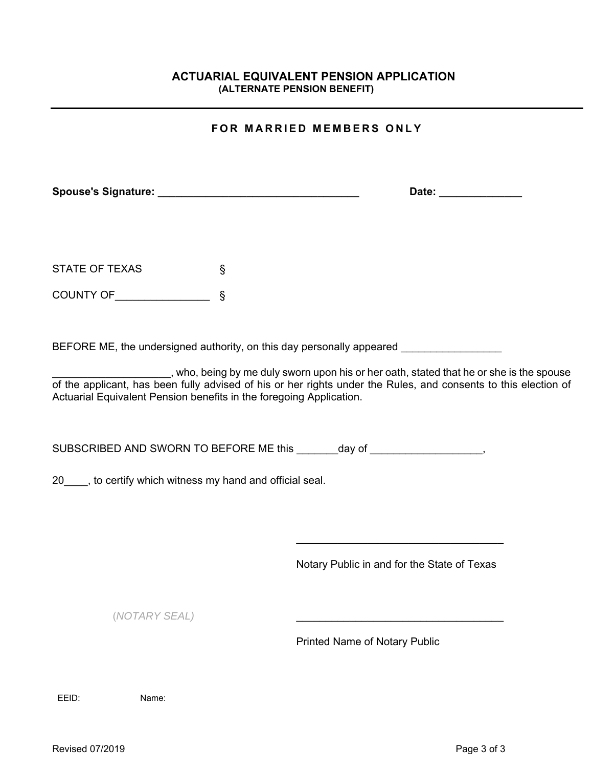# ACTUARIAL EQUIVALENT PENSION APPLICATION
## (ALTERNATE PENSION BENEFIT)

---

### FOR MARRIED MEMBERS ONLY

**Spouse's Signature: ___________________________________** **Date: ______________**

STATE OF TEXAS §

COUNTY OF________________ §

BEFORE ME, the undersigned authority, on this day personally appeared _________________

____________________, who, being by me duly sworn upon his or her oath, stated that he or she is the spouse of the applicant, has been fully advised of his or her rights under the Rules, and consents to this election of Actuarial Equivalent Pension benefits in the foregoing Application.

SUBSCRIBED AND SWORN TO BEFORE ME this _______day of ___________________,

20____, to certify which witness my hand and official seal.

___________________________________

Notary Public in and for the State of Texas

*(NOTARY SEAL)*

___________________________________

Printed Name of Notary Public

EEID: Name:

Revised 07/2019